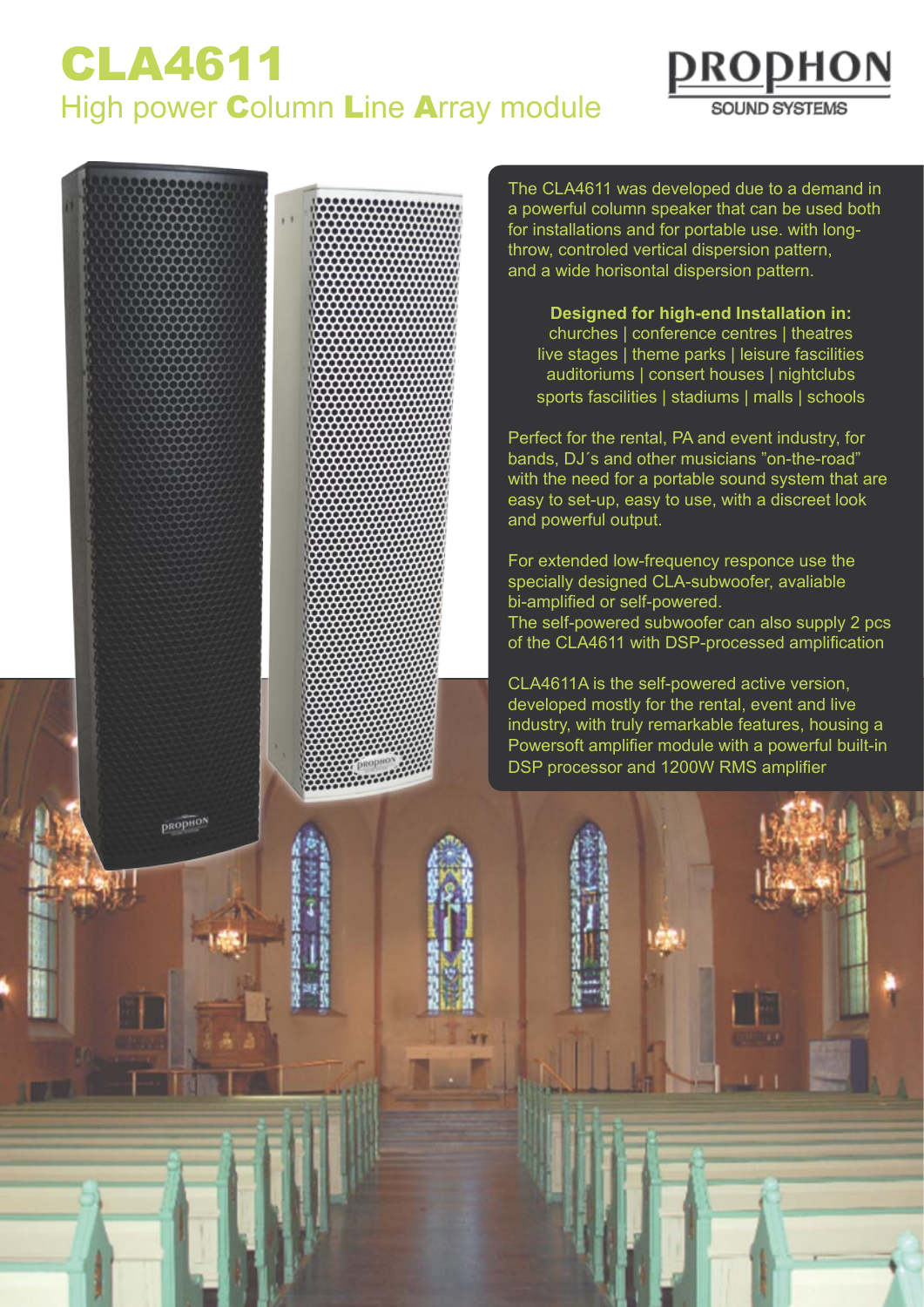# CLA4611

## High power **C**olumn **L**ine **A**rray module

PROPHON
SOUND SYSTEMS

The CLA4611 was developed due to a demand in a powerful column speaker that can be used both for installations and for portable use. with long-throw, controled vertical dispersion pattern, and a wide horisontal dispersion pattern.

**Designed for high-end Installation in:**
churches | conference centres | theatres
live stages | theme parks | leisure fascilities
auditoriums | consert houses | nightclubs
sports fascilities | stadiums | malls | schools

Perfect for the rental, PA and event industry, for bands, DJ´s and other musicians "on-the-road" with the need for a portable sound system that are easy to set-up, easy to use, with a discreet look and powerful output.

For extended low-frequency responce use the specially designed CLA-subwoofer, avaliable bi-amplified or self-powered.
The self-powered subwoofer can also supply 2 pcs of the CLA4611 with DSP-processed amplification

CLA4611A is the self-powered active version, developed mostly for the rental, event and live industry, with truly remarkable features, housing a Powersoft amplifier module with a powerful built-in DSP processor and 1200W RMS amplifier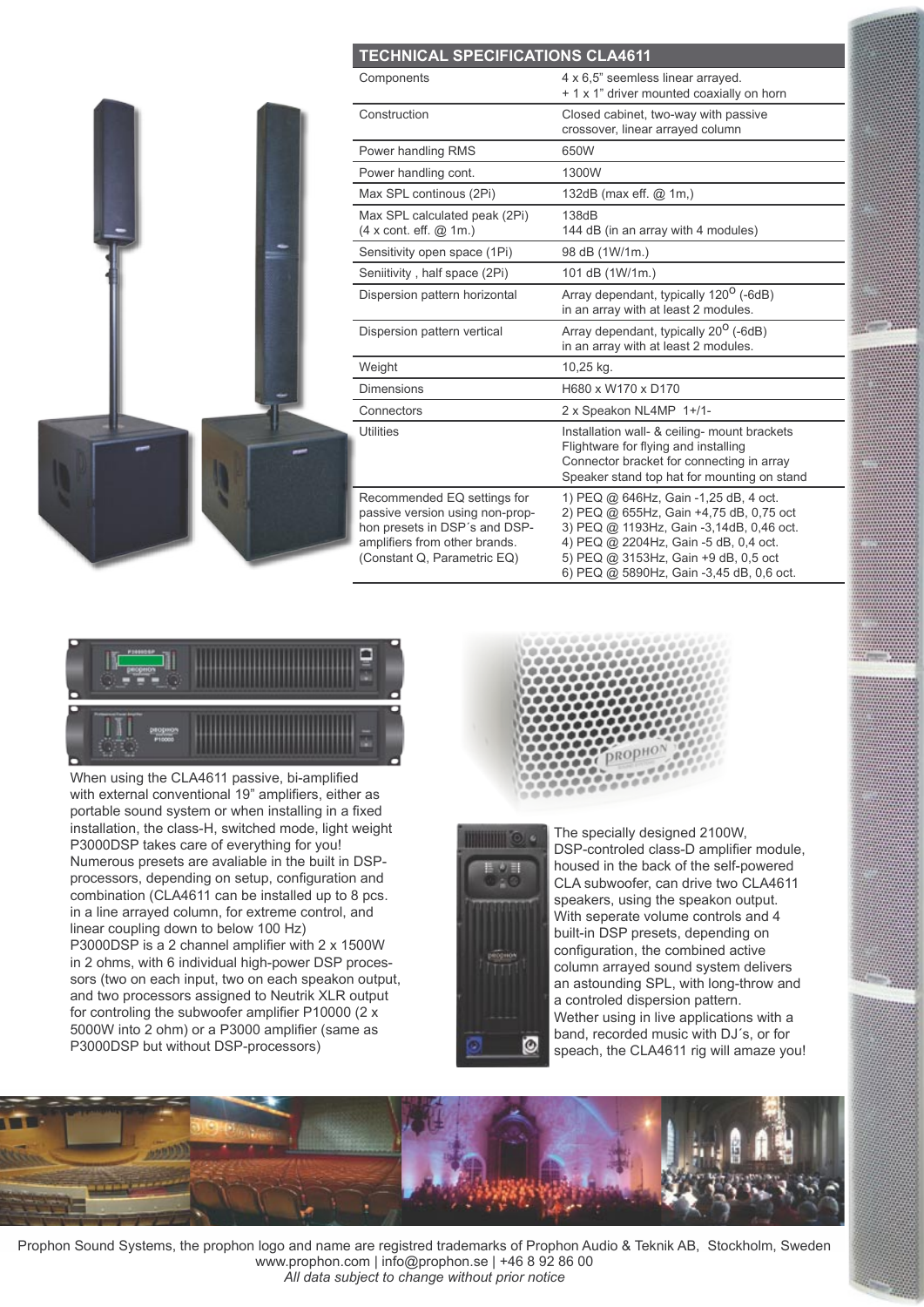## TECHNICAL SPECIFICATIONS CLA4611

| | |
|---|---|
| Components | 4 x 6,5" seemless linear arrayed. + 1 x 1" driver mounted coaxially on horn |
| Construction | Closed cabinet, two-way with passive crossover, linear arrayed column |
| Power handling RMS | 650W |
| Power handling cont. | 1300W |
| Max SPL continous (2Pi) | 132dB (max eff. @ 1m,) |
| Max SPL calculated peak (2Pi) (4 x cont. eff. @ 1m.) | 138dB<br>144 dB (in an array with 4 modules) |
| Sensitivity open space (1Pi) | 98 dB (1W/1m.) |
| Seniitivity , half space (2Pi) | 101 dB (1W/1m.) |
| Dispersion pattern horizontal | Array dependant, typically 120$^{O}$ (-6dB) in an array with at least 2 modules. |
| Dispersion pattern vertical | Array dependant, typically 20$^{O}$ (-6dB) in an array with at least 2 modules. |
| Weight | 10,25 kg. |
| Dimensions | H680 x W170 x D170 |
| Connectors | 2 x Speakon NL4MP 1+/1- |
| Utilities | Installation wall- & ceiling- mount brackets<br>Flightware for flying and installing<br>Connector bracket for connecting in array<br>Speaker stand top hat for mounting on stand |
| Recommended EQ settings for passive version using non-prophon presets in DSP´s and DSP-amplifiers from other brands. (Constant Q, Parametric EQ) | 1) PEQ @ 646Hz, Gain -1,25 dB, 4 oct.<br>2) PEQ @ 655Hz, Gain +4,75 dB, 0,75 oct<br>3) PEQ @ 1193Hz, Gain -3,14dB, 0,46 oct.<br>4) PEQ @ 2204Hz, Gain -5 dB, 0,4 oct.<br>5) PEQ @ 3153Hz, Gain +9 dB, 0,5 oct<br>6) PEQ @ 5890Hz, Gain -3,45 dB, 0,6 oct. |

When using the CLA4611 passive, bi-amplified with external conventional 19" amplifiers, either as portable sound system or when installing in a fixed installation, the class-H, switched mode, light weight P3000DSP takes care of everything for you! Numerous presets are avaliable in the built in DSP-processors, depending on setup, configuration and combination (CLA4611 can be installed up to 8 pcs. in a line arrayed column, for extreme control, and linear coupling down to below 100 Hz)
P3000DSP is a 2 channel amplifier with 2 x 1500W in 2 ohms, with 6 individual high-power DSP processors (two on each input, two on each speakon output, and two processors assigned to Neutrik XLR output for controling the subwoofer amplifier P10000 (2 x 5000W into 2 ohm) or a P3000 amplifier (same as P3000DSP but without DSP-processors)

The specially designed 2100W, DSP-controled class-D amplifier module, housed in the back of the self-powered CLA subwoofer, can drive two CLA4611 speakers, using the speakon output. With seperate volume controls and 4 built-in DSP presets, depending on configuration, the combined active column arrayed sound system delivers an astounding SPL, with long-throw and a controled dispersion pattern.
Wether using in live applications with a band, recorded music with DJ´s, or for speach, the CLA4611 rig will amaze you!

Prophon Sound Systems, the prophon logo and name are registred trademarks of Prophon Audio & Teknik AB, Stockholm, Sweden
www.prophon.com | info@prophon.se | +46 8 92 86 00
*All data subject to change without prior notice*